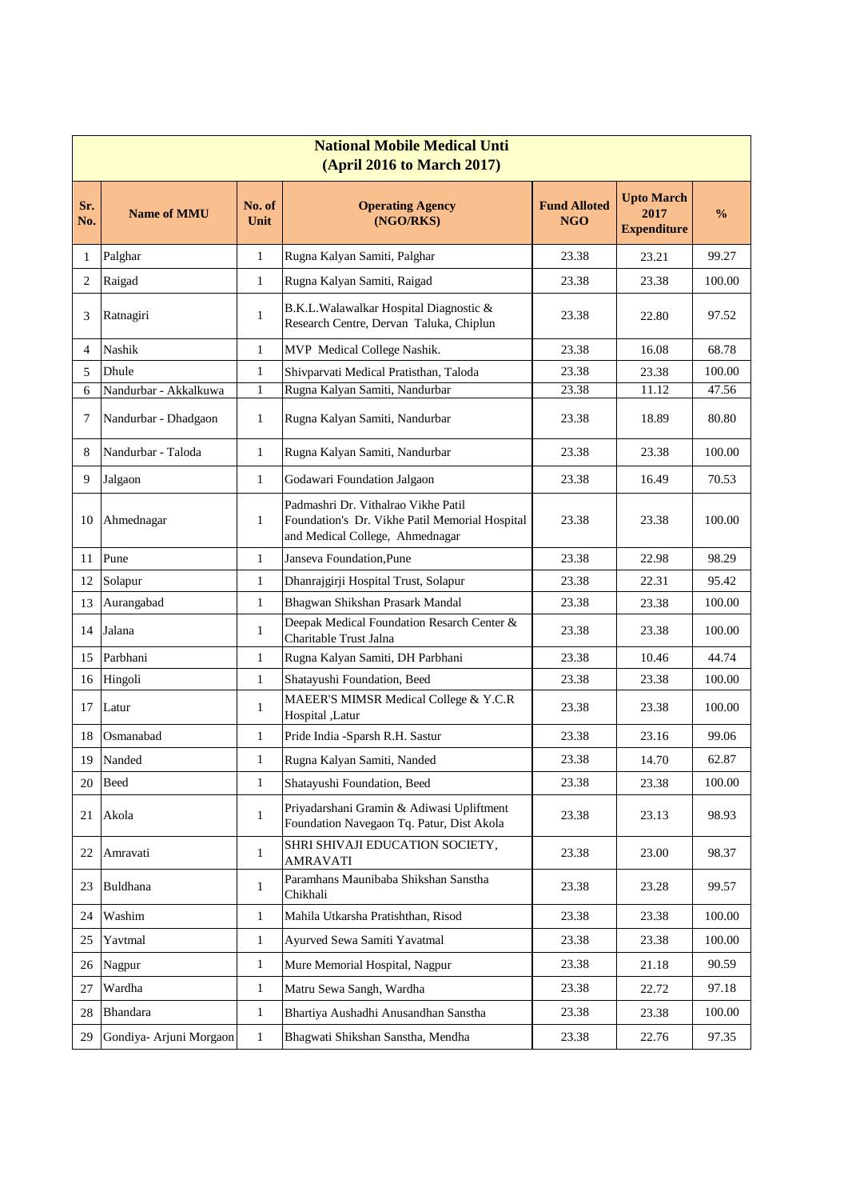| National Mobile Medical Unti (April 2016 to March 2017) | | | | | | |
|---|---|---|---|---|---|---|
| **Sr. No.** | **Name of MMU** | **No. of Unit** | **Operating Agency (NGO/RKS)** | **Fund Alloted NGO** | **Upto March 2017 Expenditure** | **%** |
| 1 | Palghar | 1 | Rugna Kalyan Samiti, Palghar | 23.38 | 23.21 | 99.27 |
| 2 | Raigad | 1 | Rugna Kalyan Samiti, Raigad | 23.38 | 23.38 | 100.00 |
| 3 | Ratnagiri | 1 | B.K.L.Walawalkar Hospital Diagnostic & Research Centre, Dervan Taluka, Chiplun | 23.38 | 22.80 | 97.52 |
| 4 | Nashik | 1 | MVP Medical College Nashik. | 23.38 | 16.08 | 68.78 |
| 5 | Dhule | 1 | Shivparvati Medical Pratisthan, Taloda | 23.38 | 23.38 | 100.00 |
| 6 | Nandurbar - Akkalkuwa | 1 | Rugna Kalyan Samiti, Nandurbar | 23.38 | 11.12 | 47.56 |
| 7 | Nandurbar - Dhadgaon | 1 | Rugna Kalyan Samiti, Nandurbar | 23.38 | 18.89 | 80.80 |
| 8 | Nandurbar - Taloda | 1 | Rugna Kalyan Samiti, Nandurbar | 23.38 | 23.38 | 100.00 |
| 9 | Jalgaon | 1 | Godawari Foundation Jalgaon | 23.38 | 16.49 | 70.53 |
| 10 | Ahmednagar | 1 | Padmashri Dr. Vithalrao Vikhe Patil Foundation's Dr. Vikhe Patil Memorial Hospital and Medical College, Ahmednagar | 23.38 | 23.38 | 100.00 |
| 11 | Pune | 1 | Janseva Foundation,Pune | 23.38 | 22.98 | 98.29 |
| 12 | Solapur | 1 | Dhanrajgirji Hospital Trust, Solapur | 23.38 | 22.31 | 95.42 |
| 13 | Aurangabad | 1 | Bhagwan Shikshan Prasark Mandal | 23.38 | 23.38 | 100.00 |
| 14 | Jalana | 1 | Deepak Medical Foundation Resarch Center & Charitable Trust Jalna | 23.38 | 23.38 | 100.00 |
| 15 | Parbhani | 1 | Rugna Kalyan Samiti, DH Parbhani | 23.38 | 10.46 | 44.74 |
| 16 | Hingoli | 1 | Shatayushi Foundation, Beed | 23.38 | 23.38 | 100.00 |
| 17 | Latur | 1 | MAEER'S MIMSR Medical College & Y.C.R Hospital ,Latur | 23.38 | 23.38 | 100.00 |
| 18 | Osmanabad | 1 | Pride India -Sparsh R.H. Sastur | 23.38 | 23.16 | 99.06 |
| 19 | Nanded | 1 | Rugna Kalyan Samiti, Nanded | 23.38 | 14.70 | 62.87 |
| 20 | Beed | 1 | Shatayushi Foundation, Beed | 23.38 | 23.38 | 100.00 |
| 21 | Akola | 1 | Priyadarshani Gramin & Adiwasi Upliftment Foundation Navegaon Tq. Patur, Dist Akola | 23.38 | 23.13 | 98.93 |
| 22 | Amravati | 1 | SHRI SHIVAJI EDUCATION SOCIETY, AMRAVATI | 23.38 | 23.00 | 98.37 |
| 23 | Buldhana | 1 | Paramhans Maunibaba Shikshan Sanstha Chikhali | 23.38 | 23.28 | 99.57 |
| 24 | Washim | 1 | Mahila Utkarsha Pratishthan, Risod | 23.38 | 23.38 | 100.00 |
| 25 | Yavtmal | 1 | Ayurved Sewa Samiti Yavatmal | 23.38 | 23.38 | 100.00 |
| 26 | Nagpur | 1 | Mure Memorial Hospital, Nagpur | 23.38 | 21.18 | 90.59 |
| 27 | Wardha | 1 | Matru Sewa Sangh, Wardha | 23.38 | 22.72 | 97.18 |
| 28 | Bhandara | 1 | Bhartiya Aushadhi Anusandhan Sanstha | 23.38 | 23.38 | 100.00 |
| 29 | Gondiya- Arjuni Morgaon | 1 | Bhagwati Shikshan Sanstha, Mendha | 23.38 | 22.76 | 97.35 |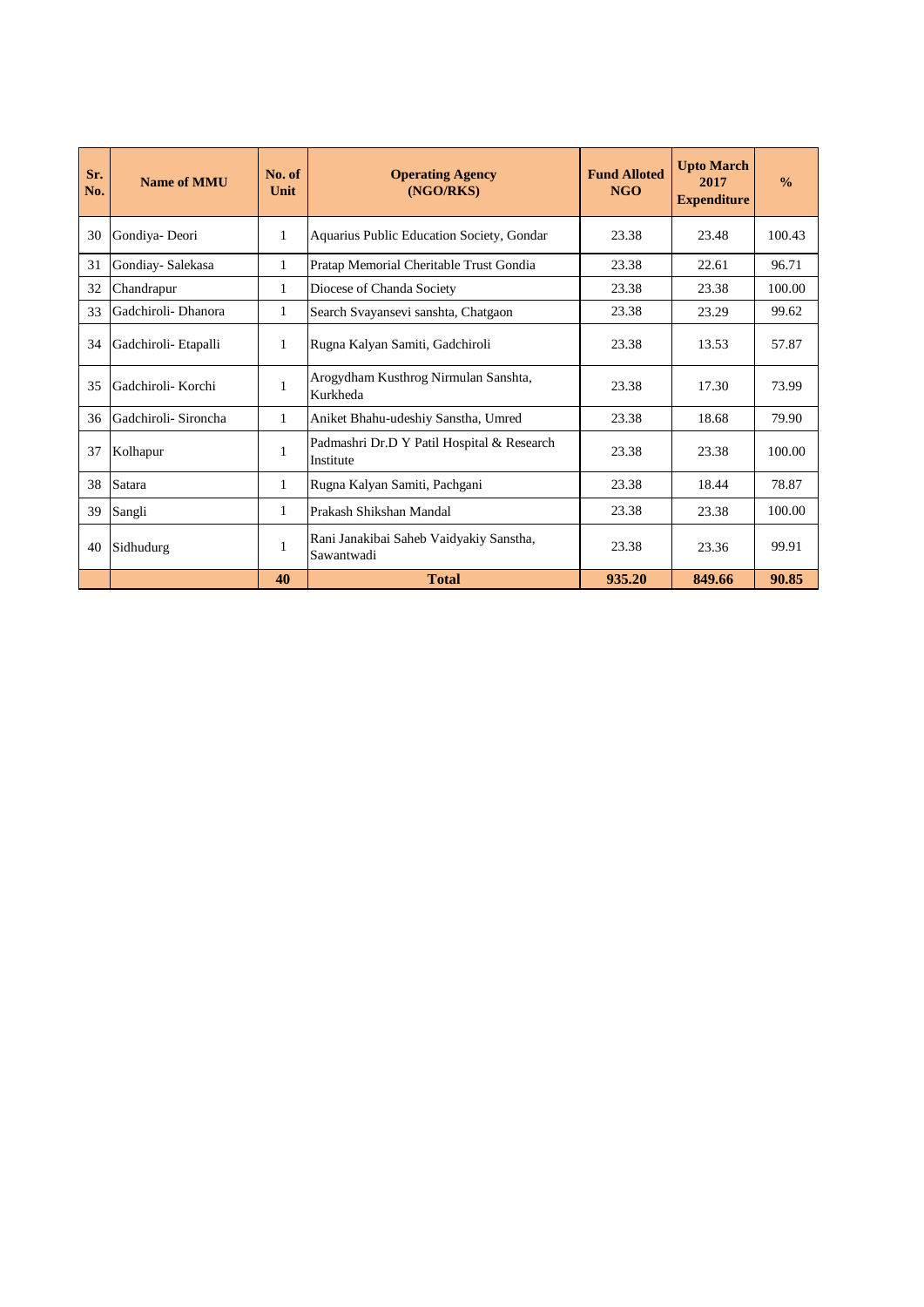| Sr. No. | Name of MMU | No. of Unit | Operating Agency (NGO/RKS) | Fund Alloted NGO | Upto March 2017 Expenditure | % |
|---|---|---|---|---|---|---|
| 30 | Gondiya- Deori | 1 | Aquarius Public Education Society, Gondar | 23.38 | 23.48 | 100.43 |
| 31 | Gondiay- Salekasa | 1 | Pratap Memorial Cheritable Trust Gondia | 23.38 | 22.61 | 96.71 |
| 32 | Chandrapur | 1 | Diocese of Chanda Society | 23.38 | 23.38 | 100.00 |
| 33 | Gadchiroli- Dhanora | 1 | Search Svayansevi sanshta, Chatgaon | 23.38 | 23.29 | 99.62 |
| 34 | Gadchiroli- Etapalli | 1 | Rugna Kalyan Samiti, Gadchiroli | 23.38 | 13.53 | 57.87 |
| 35 | Gadchiroli- Korchi | 1 | Arogydham Kusthrog Nirmulan Sanshta, Kurkheda | 23.38 | 17.30 | 73.99 |
| 36 | Gadchiroli- Sironcha | 1 | Aniket Bhahu-udeshiy Sanstha, Umred | 23.38 | 18.68 | 79.90 |
| 37 | Kolhapur | 1 | Padmashri Dr.D Y Patil Hospital & Research Institute | 23.38 | 23.38 | 100.00 |
| 38 | Satara | 1 | Rugna Kalyan Samiti, Pachgani | 23.38 | 18.44 | 78.87 |
| 39 | Sangli | 1 | Prakash Shikshan Mandal | 23.38 | 23.38 | 100.00 |
| 40 | Sidhudurg | 1 | Rani Janakibai Saheb Vaidyakiy Sanstha, Sawantwadi | 23.38 | 23.36 | 99.91 |
| | | **40** | **Total** | **935.20** | **849.66** | **90.85** |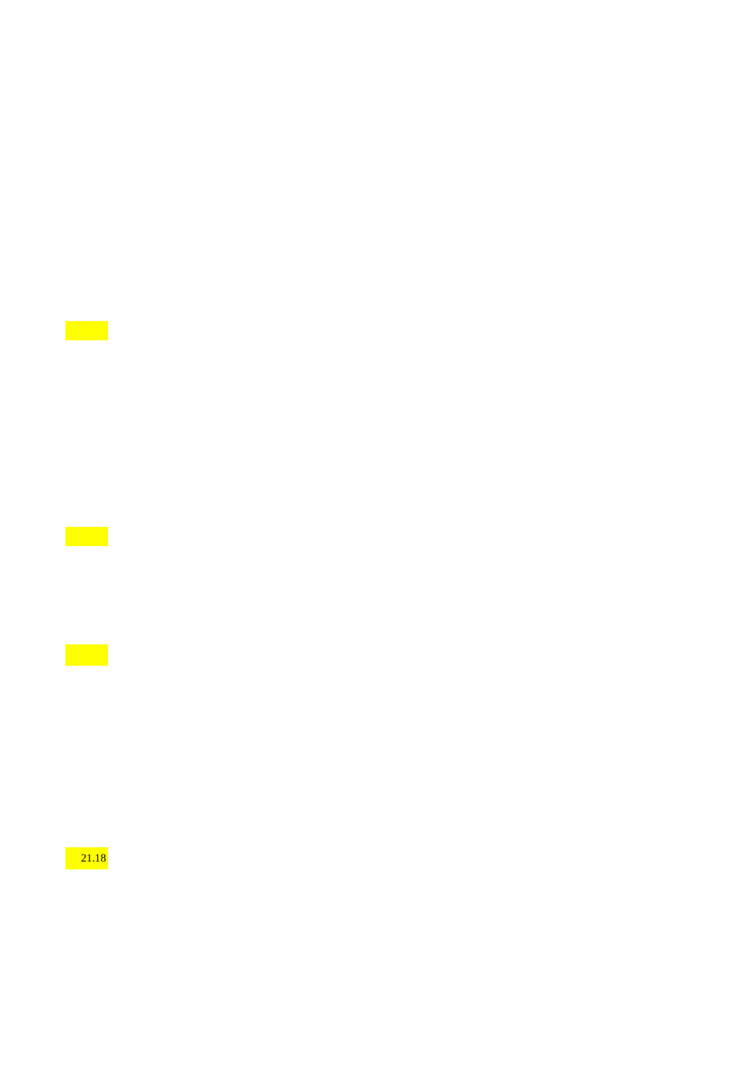21.18